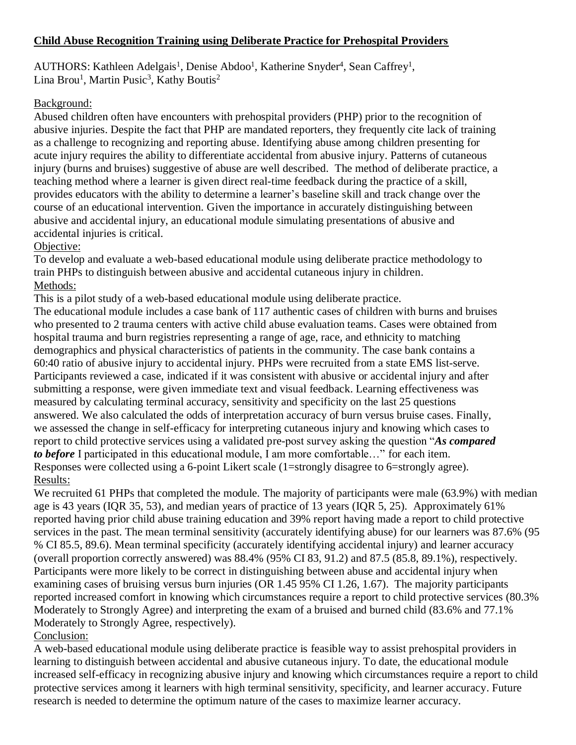**Child Abuse Recognition Training using Deliberate Practice for Prehospital Providers**

AUTHORS: Kathleen Adelgais[1], Denise Abdoo[1], Katherine Snyder[4], Sean Caffrey[1], Lina Brou[1], Martin Pusic[3], Kathy Boutis[2]

Background:

Abused children often have encounters with prehospital providers (PHP) prior to the recognition of abusive injuries. Despite the fact that PHP are mandated reporters, they frequently cite lack of training as a challenge to recognizing and reporting abuse. Identifying abuse among children presenting for acute injury requires the ability to differentiate accidental from abusive injury. Patterns of cutaneous injury (burns and bruises) suggestive of abuse are well described. The method of deliberate practice, a teaching method where a learner is given direct real-time feedback during the practice of a skill, provides educators with the ability to determine a learner's baseline skill and track change over the course of an educational intervention. Given the importance in accurately distinguishing between abusive and accidental injury, an educational module simulating presentations of abusive and accidental injuries is critical.

Objective:

To develop and evaluate a web-based educational module using deliberate practice methodology to train PHPs to distinguish between abusive and accidental cutaneous injury in children.

Methods:

This is a pilot study of a web-based educational module using deliberate practice.
The educational module includes a case bank of 117 authentic cases of children with burns and bruises who presented to 2 trauma centers with active child abuse evaluation teams. Cases were obtained from hospital trauma and burn registries representing a range of age, race, and ethnicity to matching demographics and physical characteristics of patients in the community. The case bank contains a 60:40 ratio of abusive injury to accidental injury. PHPs were recruited from a state EMS list-serve. Participants reviewed a case, indicated if it was consistent with abusive or accidental injury and after submitting a response, were given immediate text and visual feedback. Learning effectiveness was measured by calculating terminal accuracy, sensitivity and specificity on the last 25 questions answered. We also calculated the odds of interpretation accuracy of burn versus bruise cases. Finally, we assessed the change in self-efficacy for interpreting cutaneous injury and knowing which cases to report to child protective services using a validated pre-post survey asking the question "***As compared to before*** I participated in this educational module, I am more comfortable…" for each item. Responses were collected using a 6-point Likert scale (1=strongly disagree to 6=strongly agree).

Results:

We recruited 61 PHPs that completed the module. The majority of participants were male (63.9%) with median age is 43 years (IQR 35, 53), and median years of practice of 13 years (IQR 5, 25). Approximately 61% reported having prior child abuse training education and 39% report having made a report to child protective services in the past. The mean terminal sensitivity (accurately identifying abuse) for our learners was 87.6% (95 % CI 85.5, 89.6). Mean terminal specificity (accurately identifying accidental injury) and learner accuracy (overall proportion correctly answered) was 88.4% (95% CI 83, 91.2) and 87.5 (85.8, 89.1%), respectively. Participants were more likely to be correct in distinguishing between abuse and accidental injury when examining cases of bruising versus burn injuries (OR 1.45 95% CI 1.26, 1.67). The majority participants reported increased comfort in knowing which circumstances require a report to child protective services (80.3% Moderately to Strongly Agree) and interpreting the exam of a bruised and burned child (83.6% and 77.1% Moderately to Strongly Agree, respectively).

Conclusion:

A web-based educational module using deliberate practice is feasible way to assist prehospital providers in learning to distinguish between accidental and abusive cutaneous injury. To date, the educational module increased self-efficacy in recognizing abusive injury and knowing which circumstances require a report to child protective services among it learners with high terminal sensitivity, specificity, and learner accuracy. Future research is needed to determine the optimum nature of the cases to maximize learner accuracy.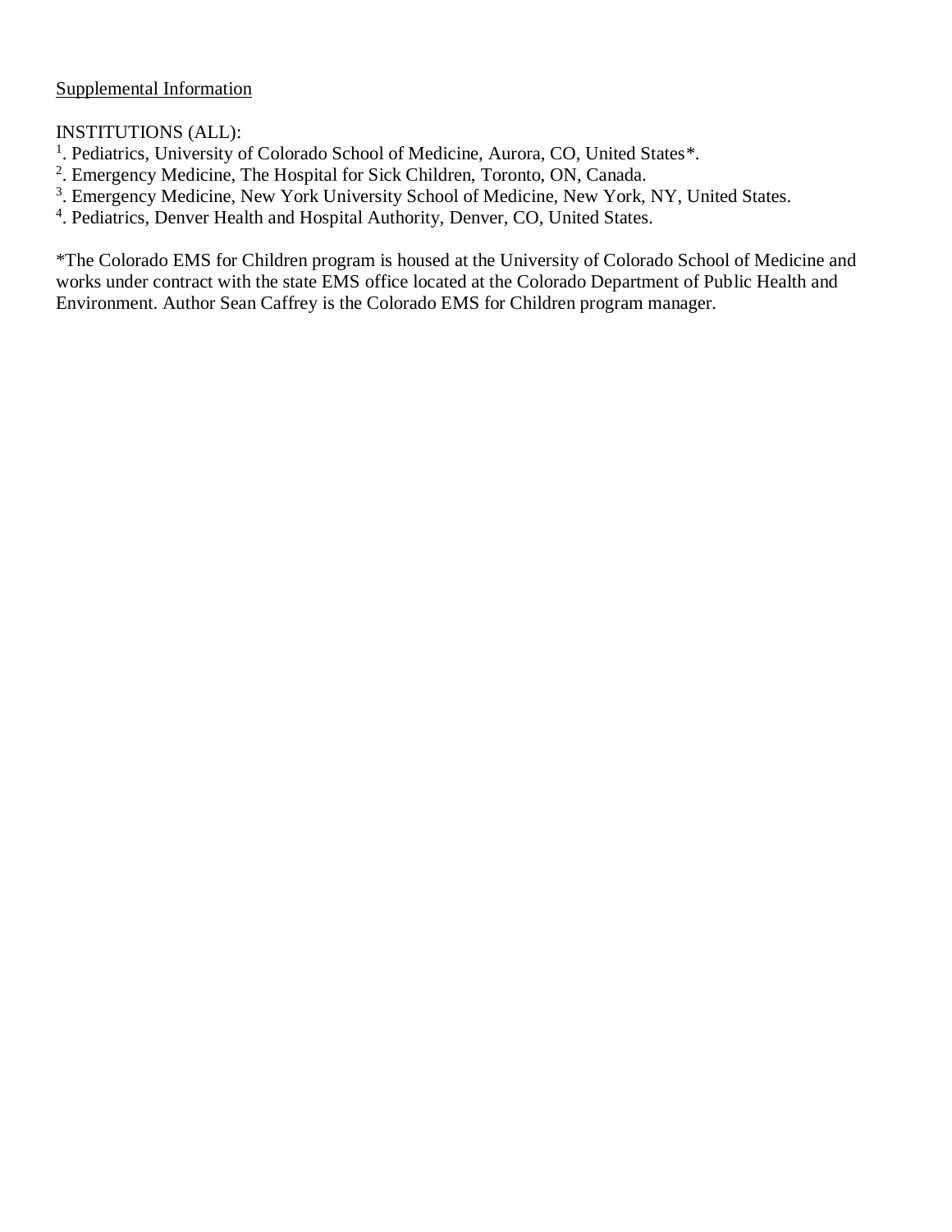Supplemental Information

INSTITUTIONS (ALL):

[1]. Pediatrics, University of Colorado School of Medicine, Aurora, CO, United States*.

[2]. Emergency Medicine, The Hospital for Sick Children, Toronto, ON, Canada.

[3]. Emergency Medicine, New York University School of Medicine, New York, NY, United States.

[4]. Pediatrics, Denver Health and Hospital Authority, Denver, CO, United States.

*The Colorado EMS for Children program is housed at the University of Colorado School of Medicine and works under contract with the state EMS office located at the Colorado Department of Public Health and Environment. Author Sean Caffrey is the Colorado EMS for Children program manager.